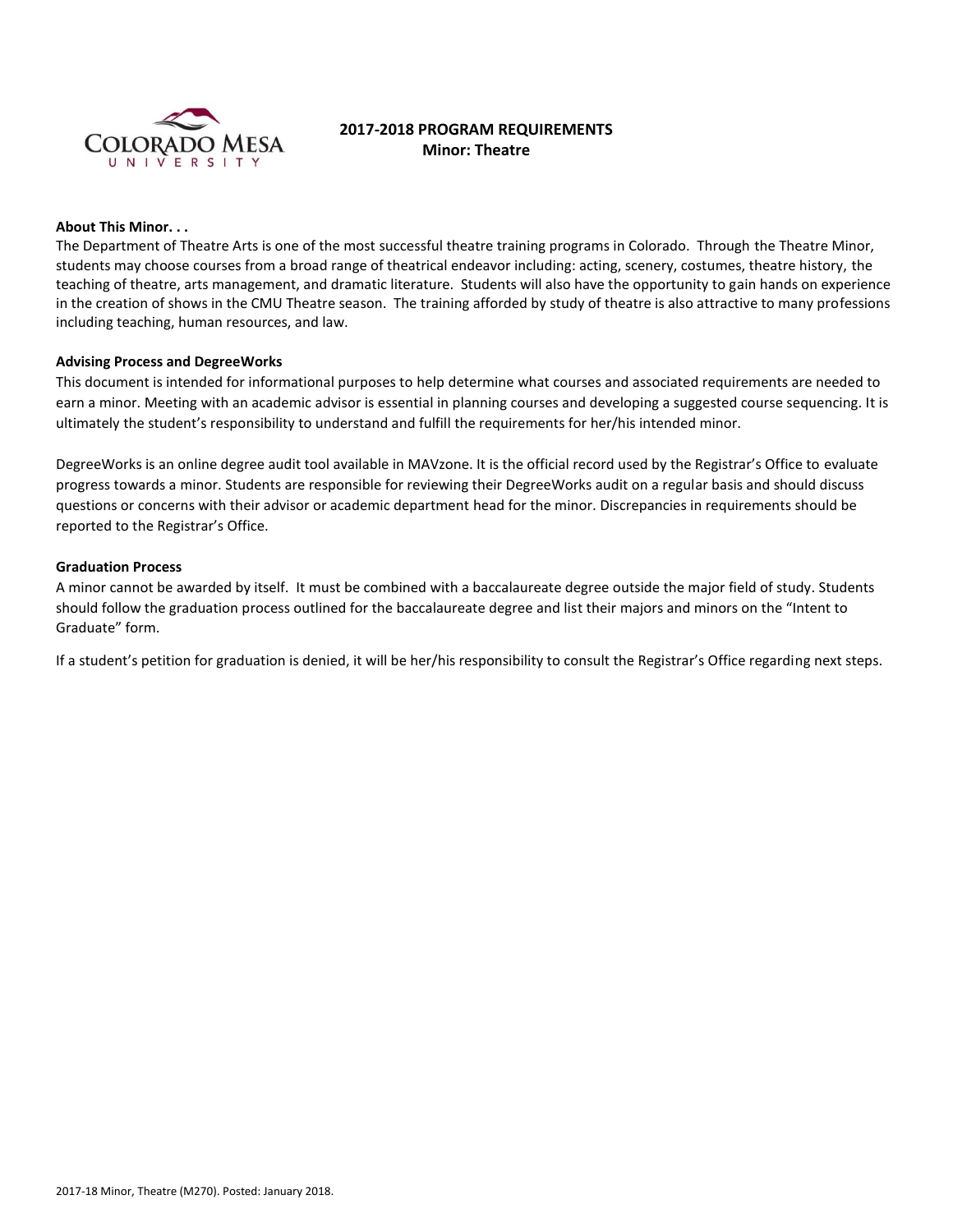# 2017-2018 PROGRAM REQUIREMENTS
## Minor: Theatre

### About This Minor. . .

The Department of Theatre Arts is one of the most successful theatre training programs in Colorado. Through the Theatre Minor, students may choose courses from a broad range of theatrical endeavor including: acting, scenery, costumes, theatre history, the teaching of theatre, arts management, and dramatic literature. Students will also have the opportunity to gain hands on experience in the creation of shows in the CMU Theatre season. The training afforded by study of theatre is also attractive to many professions including teaching, human resources, and law.

### Advising Process and DegreeWorks

This document is intended for informational purposes to help determine what courses and associated requirements are needed to earn a minor. Meeting with an academic advisor is essential in planning courses and developing a suggested course sequencing. It is ultimately the student's responsibility to understand and fulfill the requirements for her/his intended minor.

DegreeWorks is an online degree audit tool available in MAVzone. It is the official record used by the Registrar's Office to evaluate progress towards a minor. Students are responsible for reviewing their DegreeWorks audit on a regular basis and should discuss questions or concerns with their advisor or academic department head for the minor. Discrepancies in requirements should be reported to the Registrar's Office.

### Graduation Process

A minor cannot be awarded by itself. It must be combined with a baccalaureate degree outside the major field of study. Students should follow the graduation process outlined for the baccalaureate degree and list their majors and minors on the "Intent to Graduate" form.

If a student's petition for graduation is denied, it will be her/his responsibility to consult the Registrar's Office regarding next steps.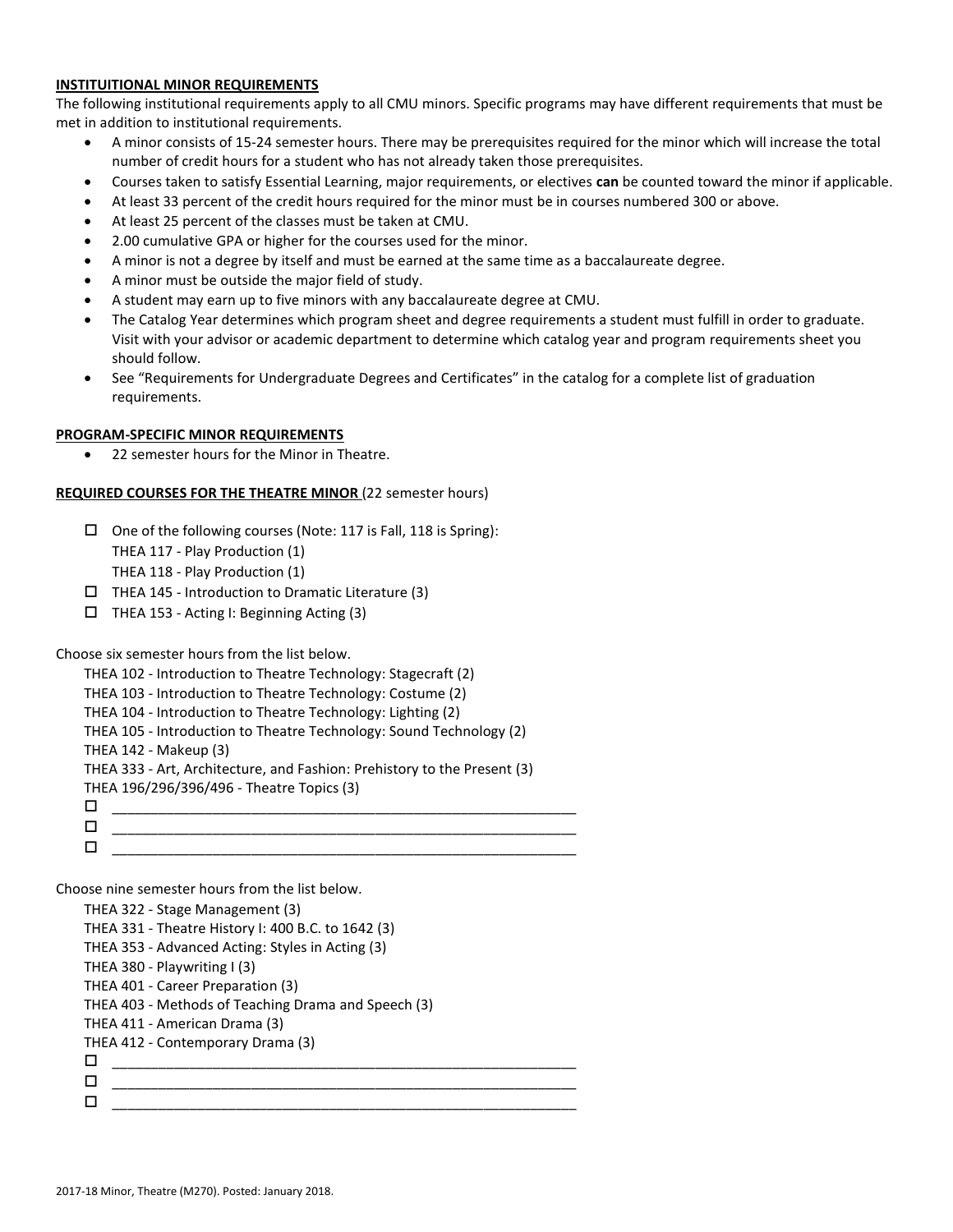## INSTITUITIONAL MINOR REQUIREMENTS

The following institutional requirements apply to all CMU minors. Specific programs may have different requirements that must be met in addition to institutional requirements.

- A minor consists of 15-24 semester hours. There may be prerequisites required for the minor which will increase the total number of credit hours for a student who has not already taken those prerequisites.
- Courses taken to satisfy Essential Learning, major requirements, or electives **can** be counted toward the minor if applicable.
- At least 33 percent of the credit hours required for the minor must be in courses numbered 300 or above.
- At least 25 percent of the classes must be taken at CMU.
- 2.00 cumulative GPA or higher for the courses used for the minor.
- A minor is not a degree by itself and must be earned at the same time as a baccalaureate degree.
- A minor must be outside the major field of study.
- A student may earn up to five minors with any baccalaureate degree at CMU.
- The Catalog Year determines which program sheet and degree requirements a student must fulfill in order to graduate. Visit with your advisor or academic department to determine which catalog year and program requirements sheet you should follow.
- See "Requirements for Undergraduate Degrees and Certificates" in the catalog for a complete list of graduation requirements.

## PROGRAM-SPECIFIC MINOR REQUIREMENTS

- 22 semester hours for the Minor in Theatre.

## REQUIRED COURSES FOR THE THEATRE MINOR (22 semester hours)

- ☐ One of the following courses (Note: 117 is Fall, 118 is Spring):
  THEA 117 - Play Production (1)
  THEA 118 - Play Production (1)
- ☐ THEA 145 - Introduction to Dramatic Literature (3)
- ☐ THEA 153 - Acting I: Beginning Acting (3)

Choose six semester hours from the list below.

THEA 102 - Introduction to Theatre Technology: Stagecraft (2)
THEA 103 - Introduction to Theatre Technology: Costume (2)
THEA 104 - Introduction to Theatre Technology: Lighting (2)
THEA 105 - Introduction to Theatre Technology: Sound Technology (2)
THEA 142 - Makeup (3)
THEA 333 - Art, Architecture, and Fashion: Prehistory to the Present (3)
THEA 196/296/396/496 - Theatre Topics (3)

- ☐ ______________________________
- ☐ ______________________________
- ☐ ______________________________

Choose nine semester hours from the list below.

THEA 322 - Stage Management (3)
THEA 331 - Theatre History I: 400 B.C. to 1642 (3)
THEA 353 - Advanced Acting: Styles in Acting (3)
THEA 380 - Playwriting I (3)
THEA 401 - Career Preparation (3)
THEA 403 - Methods of Teaching Drama and Speech (3)
THEA 411 - American Drama (3)
THEA 412 - Contemporary Drama (3)

- ☐ ______________________________
- ☐ ______________________________
- ☐ ______________________________

2017-18 Minor, Theatre (M270). Posted: January 2018.